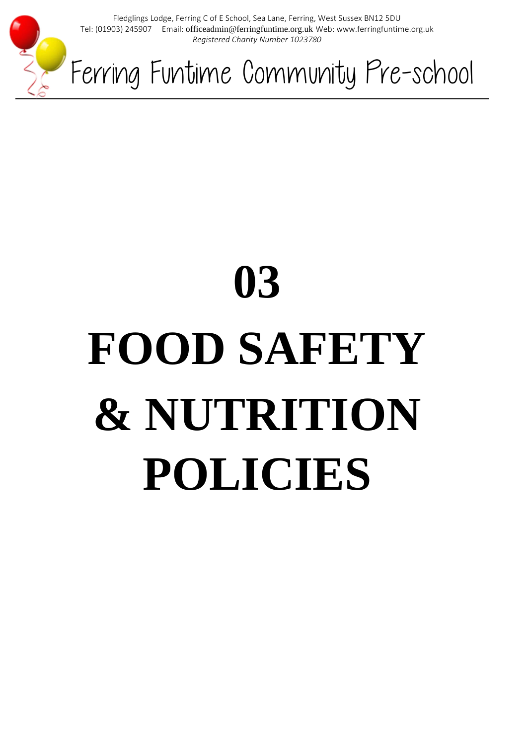Fledglings Lodge, Ferring C of E School, Sea Lane, Ferring, West Sussex BN12 5DU
Tel: (01903) 245907 Email: officeadmin@ferringfuntime.org.uk Web: www.ferringfuntime.org.uk
*Registered Charity Number 1023780*

# Ferring Funtime Community Pre-school

# 03

# FOOD SAFETY & NUTRITION POLICIES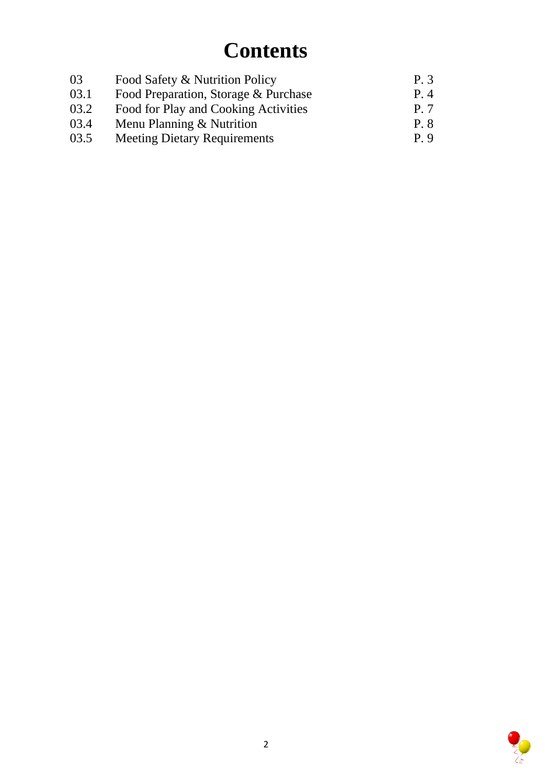# Contents

| | | |
|---|---|---|
| 03 | Food Safety & Nutrition Policy | P. 3 |
| 03.1 | Food Preparation, Storage & Purchase | P. 4 |
| 03.2 | Food for Play and Cooking Activities | P. 7 |
| 03.4 | Menu Planning & Nutrition | P. 8 |
| 03.5 | Meeting Dietary Requirements | P. 9 |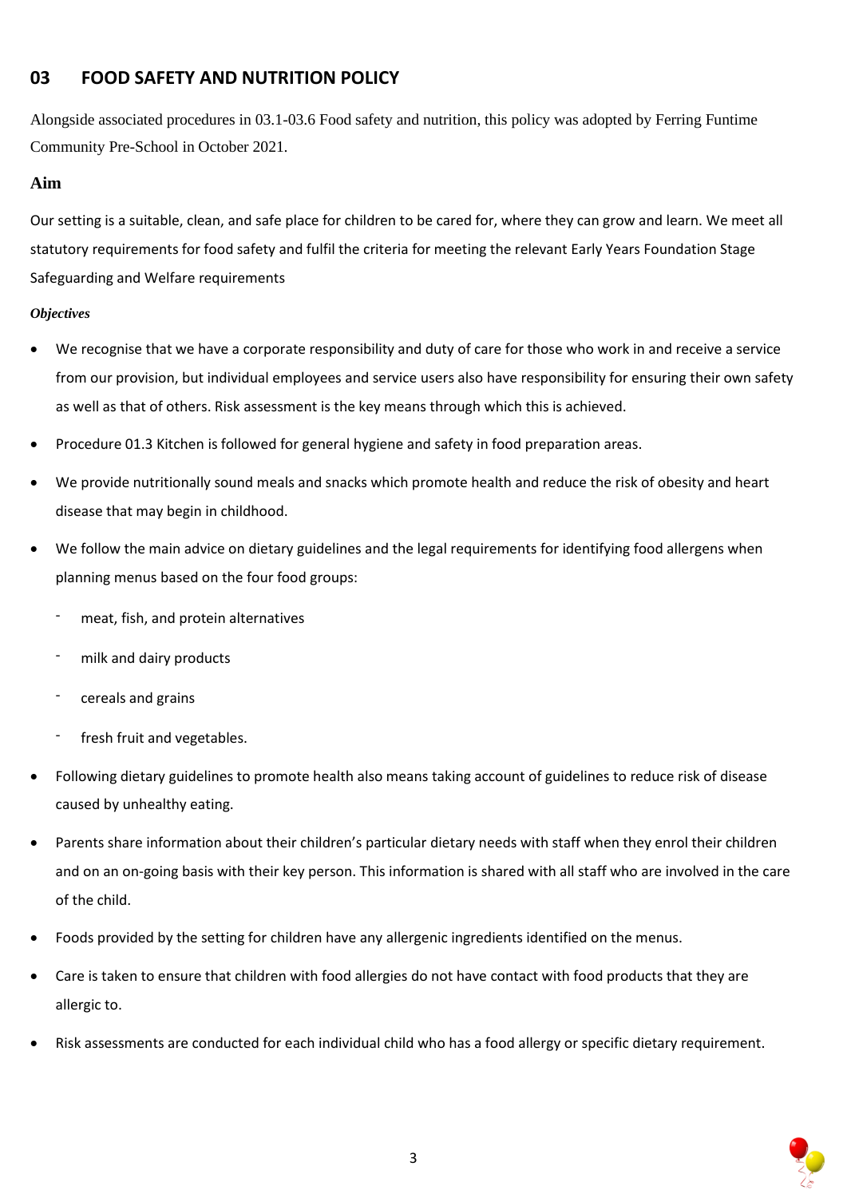## 03 FOOD SAFETY AND NUTRITION POLICY

Alongside associated procedures in 03.1-03.6 Food safety and nutrition, this policy was adopted by Ferring Funtime Community Pre-School in October 2021.

### Aim

Our setting is a suitable, clean, and safe place for children to be cared for, where they can grow and learn. We meet all statutory requirements for food safety and fulfil the criteria for meeting the relevant Early Years Foundation Stage Safeguarding and Welfare requirements

***Objectives***

- We recognise that we have a corporate responsibility and duty of care for those who work in and receive a service from our provision, but individual employees and service users also have responsibility for ensuring their own safety as well as that of others. Risk assessment is the key means through which this is achieved.
- Procedure 01.3 Kitchen is followed for general hygiene and safety in food preparation areas.
- We provide nutritionally sound meals and snacks which promote health and reduce the risk of obesity and heart disease that may begin in childhood.
- We follow the main advice on dietary guidelines and the legal requirements for identifying food allergens when planning menus based on the four food groups:
  - meat, fish, and protein alternatives
  - milk and dairy products
  - cereals and grains
  - fresh fruit and vegetables.
- Following dietary guidelines to promote health also means taking account of guidelines to reduce risk of disease caused by unhealthy eating.
- Parents share information about their children's particular dietary needs with staff when they enrol their children and on an on-going basis with their key person. This information is shared with all staff who are involved in the care of the child.
- Foods provided by the setting for children have any allergenic ingredients identified on the menus.
- Care is taken to ensure that children with food allergies do not have contact with food products that they are allergic to.
- Risk assessments are conducted for each individual child who has a food allergy or specific dietary requirement.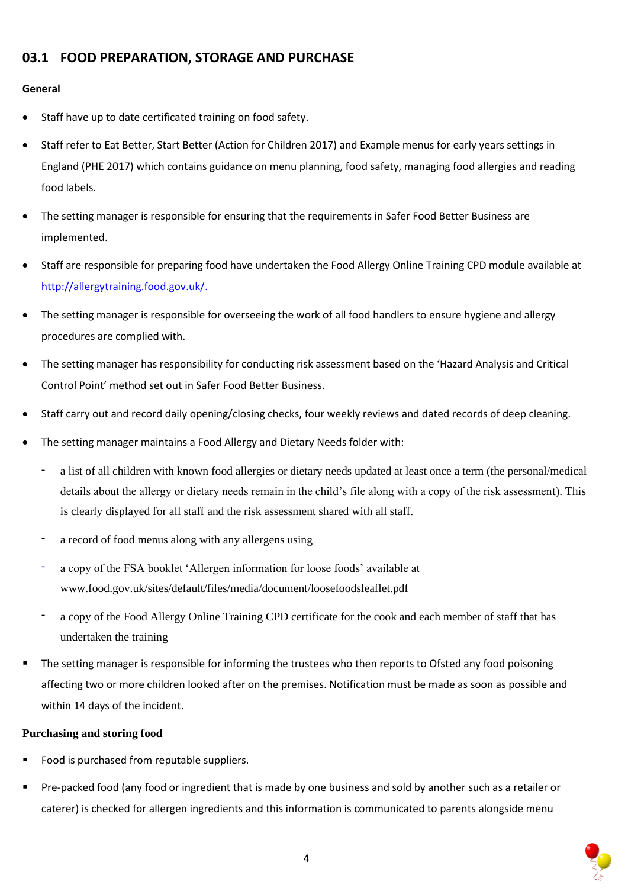## 03.1 FOOD PREPARATION, STORAGE AND PURCHASE

**General**

- Staff have up to date certificated training on food safety.
- Staff refer to Eat Better, Start Better (Action for Children 2017) and Example menus for early years settings in England (PHE 2017) which contains guidance on menu planning, food safety, managing food allergies and reading food labels.
- The setting manager is responsible for ensuring that the requirements in Safer Food Better Business are implemented.
- Staff are responsible for preparing food have undertaken the Food Allergy Online Training CPD module available at http://allergytraining.food.gov.uk/.
- The setting manager is responsible for overseeing the work of all food handlers to ensure hygiene and allergy procedures are complied with.
- The setting manager has responsibility for conducting risk assessment based on the 'Hazard Analysis and Critical Control Point' method set out in Safer Food Better Business.
- Staff carry out and record daily opening/closing checks, four weekly reviews and dated records of deep cleaning.
- The setting manager maintains a Food Allergy and Dietary Needs folder with:
  - a list of all children with known food allergies or dietary needs updated at least once a term (the personal/medical details about the allergy or dietary needs remain in the child's file along with a copy of the risk assessment). This is clearly displayed for all staff and the risk assessment shared with all staff.
  - a record of food menus along with any allergens using
  - a copy of the FSA booklet 'Allergen information for loose foods' available at www.food.gov.uk/sites/default/files/media/document/loosefoodsleaflet.pdf
  - a copy of the Food Allergy Online Training CPD certificate for the cook and each member of staff that has undertaken the training
- The setting manager is responsible for informing the trustees who then reports to Ofsted any food poisoning affecting two or more children looked after on the premises. Notification must be made as soon as possible and within 14 days of the incident.

**Purchasing and storing food**

- Food is purchased from reputable suppliers.
- Pre-packed food (any food or ingredient that is made by one business and sold by another such as a retailer or caterer) is checked for allergen ingredients and this information is communicated to parents alongside menu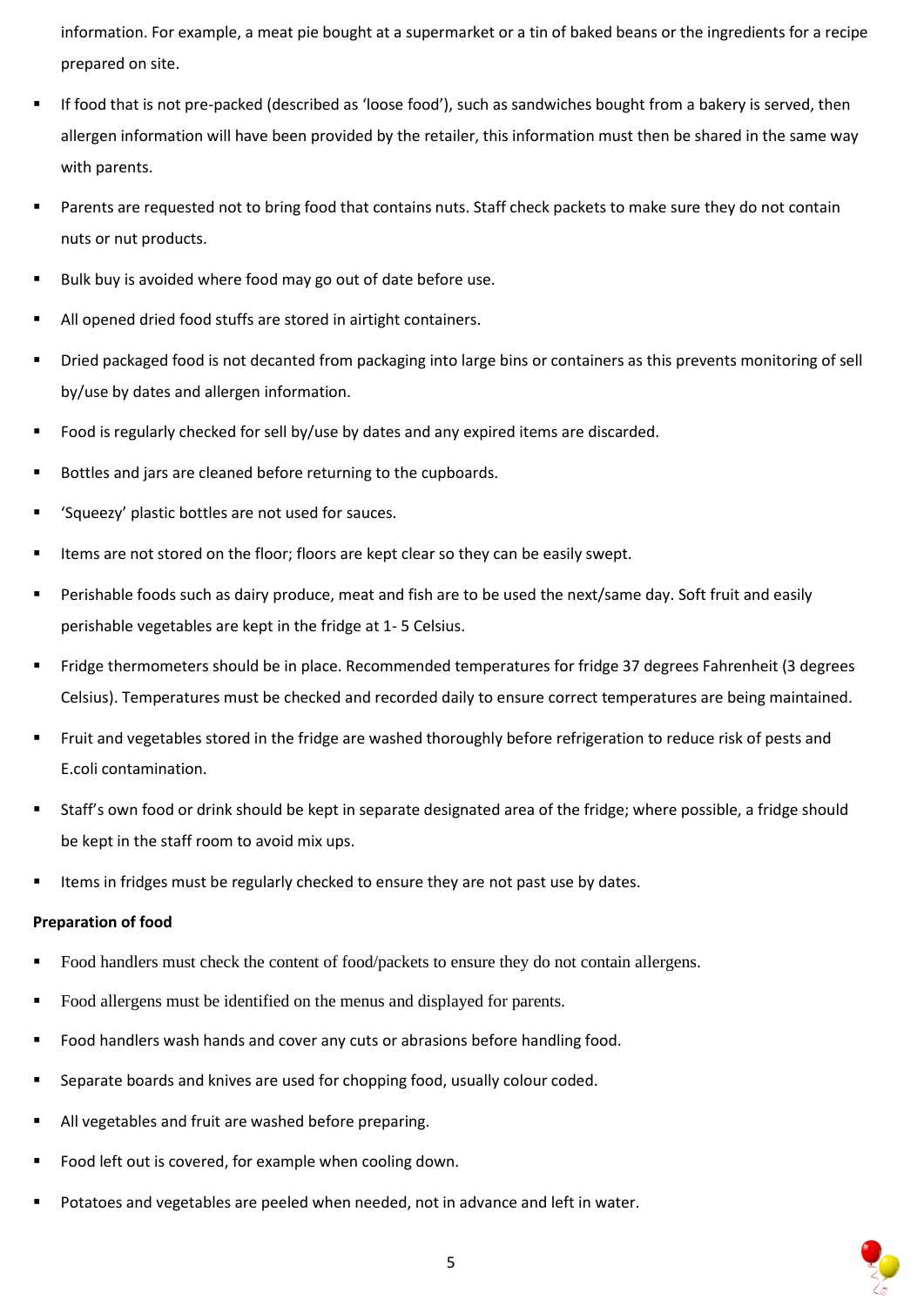information. For example, a meat pie bought at a supermarket or a tin of baked beans or the ingredients for a recipe prepared on site.

- If food that is not pre-packed (described as 'loose food'), such as sandwiches bought from a bakery is served, then allergen information will have been provided by the retailer, this information must then be shared in the same way with parents.
- Parents are requested not to bring food that contains nuts. Staff check packets to make sure they do not contain nuts or nut products.
- Bulk buy is avoided where food may go out of date before use.
- All opened dried food stuffs are stored in airtight containers.
- Dried packaged food is not decanted from packaging into large bins or containers as this prevents monitoring of sell by/use by dates and allergen information.
- Food is regularly checked for sell by/use by dates and any expired items are discarded.
- Bottles and jars are cleaned before returning to the cupboards.
- 'Squeezy' plastic bottles are not used for sauces.
- Items are not stored on the floor; floors are kept clear so they can be easily swept.
- Perishable foods such as dairy produce, meat and fish are to be used the next/same day. Soft fruit and easily perishable vegetables are kept in the fridge at 1- 5 Celsius.
- Fridge thermometers should be in place. Recommended temperatures for fridge 37 degrees Fahrenheit (3 degrees Celsius). Temperatures must be checked and recorded daily to ensure correct temperatures are being maintained.
- Fruit and vegetables stored in the fridge are washed thoroughly before refrigeration to reduce risk of pests and E.coli contamination.
- Staff's own food or drink should be kept in separate designated area of the fridge; where possible, a fridge should be kept in the staff room to avoid mix ups.
- Items in fridges must be regularly checked to ensure they are not past use by dates.

**Preparation of food**

- Food handlers must check the content of food/packets to ensure they do not contain allergens.
- Food allergens must be identified on the menus and displayed for parents.
- Food handlers wash hands and cover any cuts or abrasions before handling food.
- Separate boards and knives are used for chopping food, usually colour coded.
- All vegetables and fruit are washed before preparing.
- Food left out is covered, for example when cooling down.
- Potatoes and vegetables are peeled when needed, not in advance and left in water.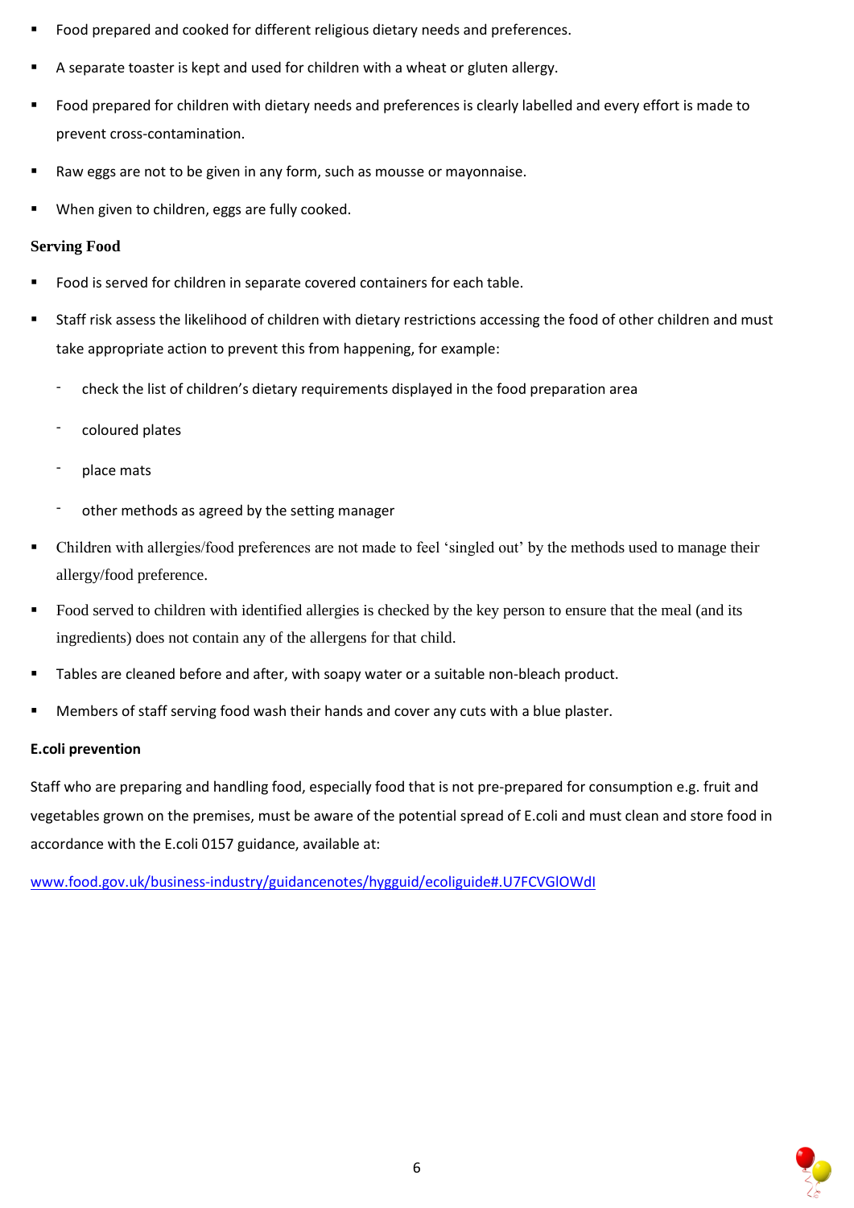- Food prepared and cooked for different religious dietary needs and preferences.
- A separate toaster is kept and used for children with a wheat or gluten allergy.
- Food prepared for children with dietary needs and preferences is clearly labelled and every effort is made to prevent cross-contamination.
- Raw eggs are not to be given in any form, such as mousse or mayonnaise.
- When given to children, eggs are fully cooked.

**Serving Food**

- Food is served for children in separate covered containers for each table.
- Staff risk assess the likelihood of children with dietary restrictions accessing the food of other children and must take appropriate action to prevent this from happening, for example:
  - check the list of children's dietary requirements displayed in the food preparation area
  - coloured plates
  - place mats
  - other methods as agreed by the setting manager
- Children with allergies/food preferences are not made to feel 'singled out' by the methods used to manage their allergy/food preference.
- Food served to children with identified allergies is checked by the key person to ensure that the meal (and its ingredients) does not contain any of the allergens for that child.
- Tables are cleaned before and after, with soapy water or a suitable non-bleach product.
- Members of staff serving food wash their hands and cover any cuts with a blue plaster.

**E.coli prevention**

Staff who are preparing and handling food, especially food that is not pre-prepared for consumption e.g. fruit and vegetables grown on the premises, must be aware of the potential spread of E.coli and must clean and store food in accordance with the E.coli 0157 guidance, available at:

[www.food.gov.uk/business-industry/guidancenotes/hygguid/ecoliguide#.U7FCVGlOWdI](http://www.food.gov.uk/business-industry/guidancenotes/hygguid/ecoliguide#.U7FCVGlOWdI)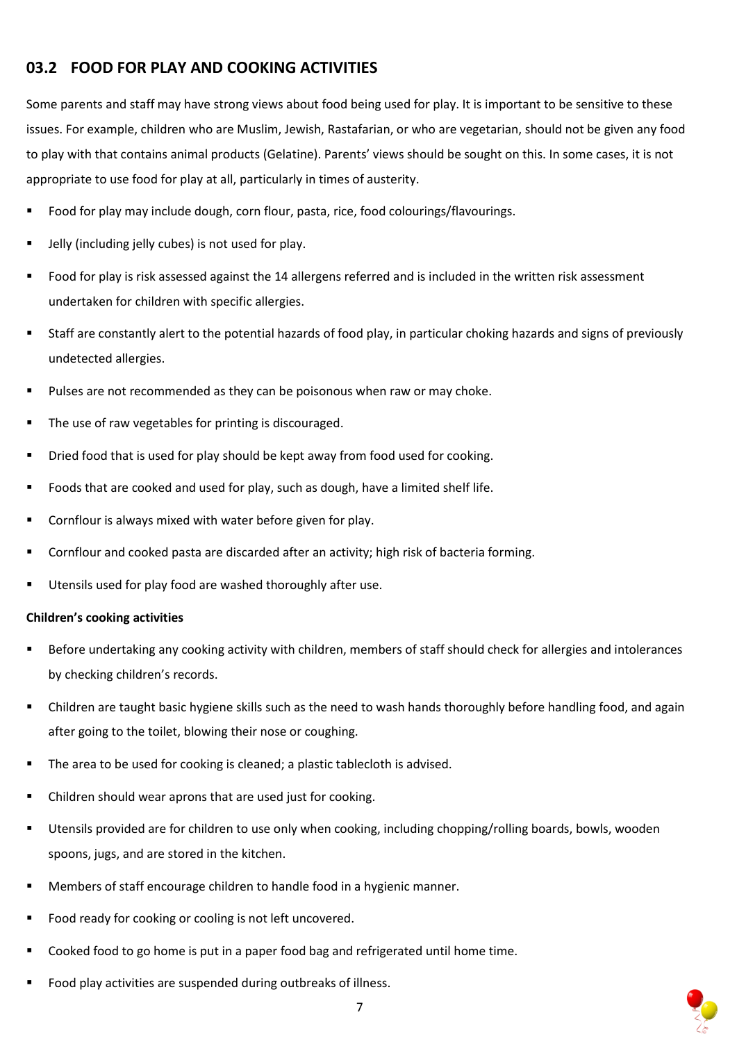## 03.2 FOOD FOR PLAY AND COOKING ACTIVITIES

Some parents and staff may have strong views about food being used for play. It is important to be sensitive to these issues. For example, children who are Muslim, Jewish, Rastafarian, or who are vegetarian, should not be given any food to play with that contains animal products (Gelatine). Parents' views should be sought on this. In some cases, it is not appropriate to use food for play at all, particularly in times of austerity.

- Food for play may include dough, corn flour, pasta, rice, food colourings/flavourings.
- Jelly (including jelly cubes) is not used for play.
- Food for play is risk assessed against the 14 allergens referred and is included in the written risk assessment undertaken for children with specific allergies.
- Staff are constantly alert to the potential hazards of food play, in particular choking hazards and signs of previously undetected allergies.
- Pulses are not recommended as they can be poisonous when raw or may choke.
- The use of raw vegetables for printing is discouraged.
- Dried food that is used for play should be kept away from food used for cooking.
- Foods that are cooked and used for play, such as dough, have a limited shelf life.
- Cornflour is always mixed with water before given for play.
- Cornflour and cooked pasta are discarded after an activity; high risk of bacteria forming.
- Utensils used for play food are washed thoroughly after use.

**Children's cooking activities**

- Before undertaking any cooking activity with children, members of staff should check for allergies and intolerances by checking children's records.
- Children are taught basic hygiene skills such as the need to wash hands thoroughly before handling food, and again after going to the toilet, blowing their nose or coughing.
- The area to be used for cooking is cleaned; a plastic tablecloth is advised.
- Children should wear aprons that are used just for cooking.
- Utensils provided are for children to use only when cooking, including chopping/rolling boards, bowls, wooden spoons, jugs, and are stored in the kitchen.
- Members of staff encourage children to handle food in a hygienic manner.
- Food ready for cooking or cooling is not left uncovered.
- Cooked food to go home is put in a paper food bag and refrigerated until home time.
- Food play activities are suspended during outbreaks of illness.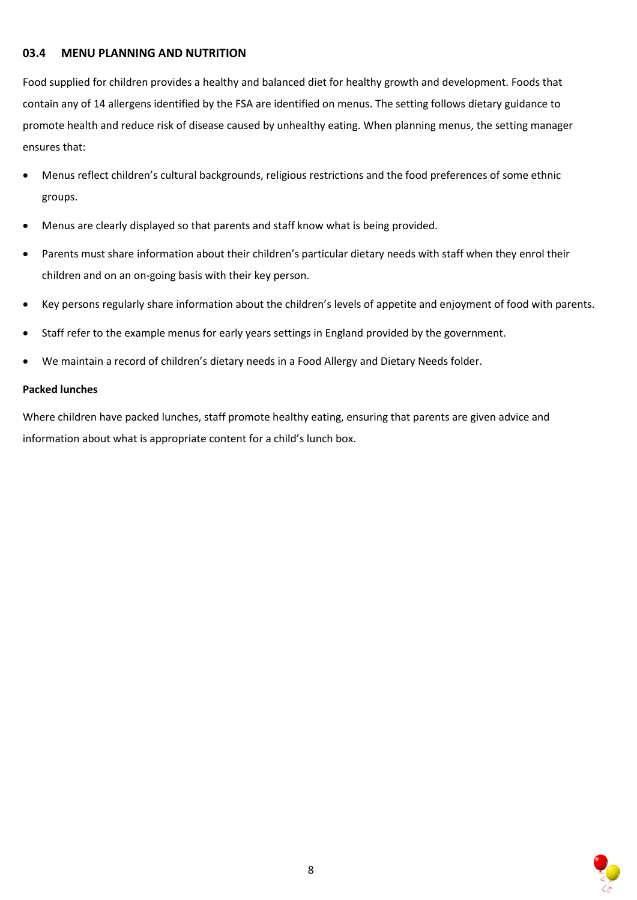### 03.4 MENU PLANNING AND NUTRITION

Food supplied for children provides a healthy and balanced diet for healthy growth and development. Foods that contain any of 14 allergens identified by the FSA are identified on menus. The setting follows dietary guidance to promote health and reduce risk of disease caused by unhealthy eating. When planning menus, the setting manager ensures that:

- Menus reflect children's cultural backgrounds, religious restrictions and the food preferences of some ethnic groups.
- Menus are clearly displayed so that parents and staff know what is being provided.
- Parents must share information about their children's particular dietary needs with staff when they enrol their children and on an on-going basis with their key person.
- Key persons regularly share information about the children's levels of appetite and enjoyment of food with parents.
- Staff refer to the example menus for early years settings in England provided by the government.
- We maintain a record of children's dietary needs in a Food Allergy and Dietary Needs folder.

**Packed lunches**

Where children have packed lunches, staff promote healthy eating, ensuring that parents are given advice and information about what is appropriate content for a child's lunch box.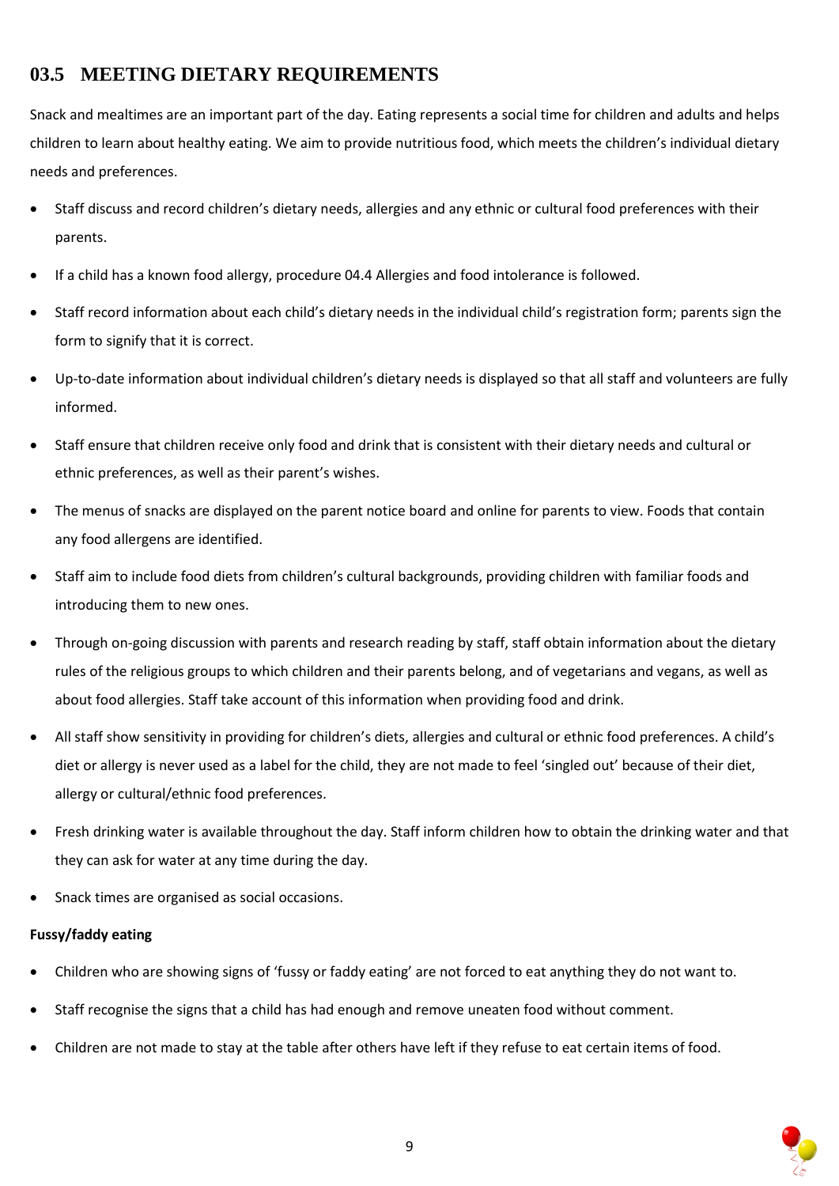## 03.5 MEETING DIETARY REQUIREMENTS

Snack and mealtimes are an important part of the day. Eating represents a social time for children and adults and helps children to learn about healthy eating. We aim to provide nutritious food, which meets the children's individual dietary needs and preferences.

- Staff discuss and record children's dietary needs, allergies and any ethnic or cultural food preferences with their parents.
- If a child has a known food allergy, procedure 04.4 Allergies and food intolerance is followed.
- Staff record information about each child's dietary needs in the individual child's registration form; parents sign the form to signify that it is correct.
- Up-to-date information about individual children's dietary needs is displayed so that all staff and volunteers are fully informed.
- Staff ensure that children receive only food and drink that is consistent with their dietary needs and cultural or ethnic preferences, as well as their parent's wishes.
- The menus of snacks are displayed on the parent notice board and online for parents to view. Foods that contain any food allergens are identified.
- Staff aim to include food diets from children's cultural backgrounds, providing children with familiar foods and introducing them to new ones.
- Through on-going discussion with parents and research reading by staff, staff obtain information about the dietary rules of the religious groups to which children and their parents belong, and of vegetarians and vegans, as well as about food allergies. Staff take account of this information when providing food and drink.
- All staff show sensitivity in providing for children's diets, allergies and cultural or ethnic food preferences. A child's diet or allergy is never used as a label for the child, they are not made to feel 'singled out' because of their diet, allergy or cultural/ethnic food preferences.
- Fresh drinking water is available throughout the day. Staff inform children how to obtain the drinking water and that they can ask for water at any time during the day.
- Snack times are organised as social occasions.

**Fussy/faddy eating**

- Children who are showing signs of 'fussy or faddy eating' are not forced to eat anything they do not want to.
- Staff recognise the signs that a child has had enough and remove uneaten food without comment.
- Children are not made to stay at the table after others have left if they refuse to eat certain items of food.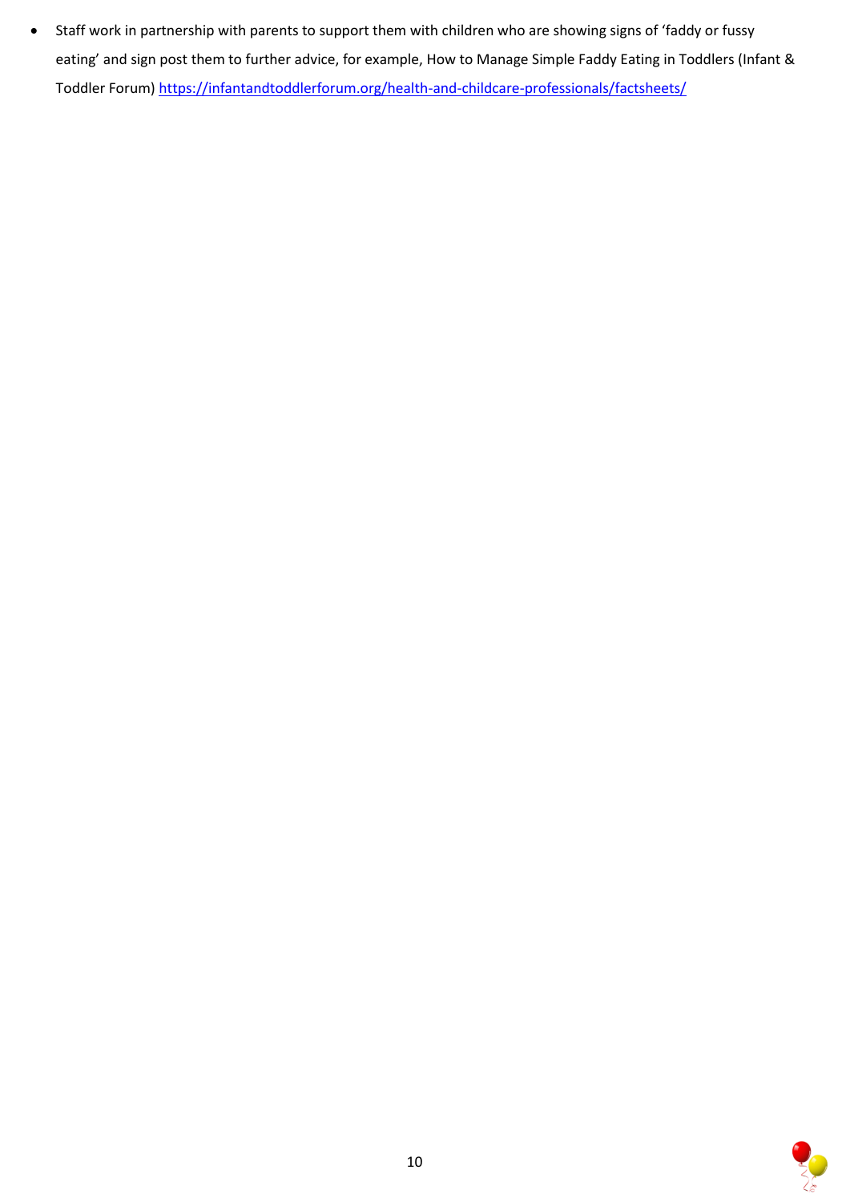- Staff work in partnership with parents to support them with children who are showing signs of 'faddy or fussy eating' and sign post them to further advice, for example, How to Manage Simple Faddy Eating in Toddlers (Infant & Toddler Forum) https://infantandtoddlerforum.org/health-and-childcare-professionals/factsheets/